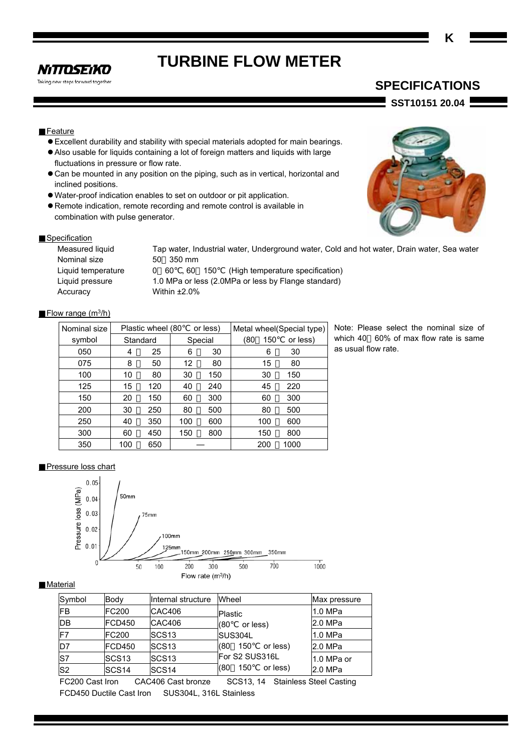# TURBINE FLOW METER

## SPECIFICATIONS

**SST10151 20.04**

### Feature

- Excellent durability and stability with special materials adopted for main bearings.
- Also usable for liquids containing a lot of foreign matters and liquids with large fluctuations in pressure or flow rate.
- Can be mounted in any position on the piping, such as in vertical, horizontal and inclined positions.
- Water-proof indication enables to set on outdoor or pit application.
- Remote indication, remote recording and remote control is available in combination with pulse generator.

### Specification

| | |
|---|---|
| Measured liquid | Tap water, Industrial water, Underground water, Cold and hot water, Drain water, Sea water |
| Nominal size | 50～350 mm |
| Liquid temperature | 0～60℃, 60～150℃ (High temperature specification) |
| Liquid pressure | 1.0 MPa or less (2.0MPa or less by Flange standard) |
| Accuracy | Within ±2.0% |

### Flow range ($m^3$/h)

| Nominal size symbol | Plastic wheel (80℃ or less) Standard | Plastic wheel (80℃ or less) Special | Metal wheel(Special type) (80～150℃ or less) |
|---|---|---|---|
| 050 | 4～25 | 6～30 | 6～30 |
| 075 | 8～50 | 12～80 | 15～80 |
| 100 | 10～80 | 30～150 | 30～150 |
| 125 | 15～120 | 40～240 | 45～220 |
| 150 | 20～150 | 60～300 | 60～300 |
| 200 | 30～250 | 80～500 | 80～500 |
| 250 | 40～350 | 100～600 | 100～600 |
| 300 | 60～450 | 150～800 | 150～800 |
| 350 | 100～650 | — | 200～1000 |

Note: Please select the nominal size of which 40～60% of max flow rate is same as usual flow rate.

### Pressure loss chart

Pressure loss (MPa) vs. Flow rate ($m^3$/h): curves for 50mm, 75mm, 100mm, 125mm, 150mm, 200mm, 250mm, 300mm, 350mm

### Material

| Symbol | Body | Internal structure | Wheel | Max pressure |
|---|---|---|---|---|
| FB | FC200 | CAC406 | Plastic (80℃ or less) | 1.0 MPa |
| DB | FCD450 | CAC406 | | 2.0 MPa |
| F7 | FC200 | SCS13 | SUS304L (80～150℃ or less) | 1.0 MPa |
| D7 | FCD450 | SCS13 | | 2.0 MPa |
| S7 | SCS13 | SCS13 | For S2 SUS316L (80～150℃ or less) | 1.0 MPa or |
| S2 | SCS14 | SCS14 | | 2.0 MPa |

FC200 Cast Iron　CAC406 Cast bronze　SCS13, 14　Stainless Steel Casting

FCD450 Ductile Cast Iron　SUS304L, 316L Stainless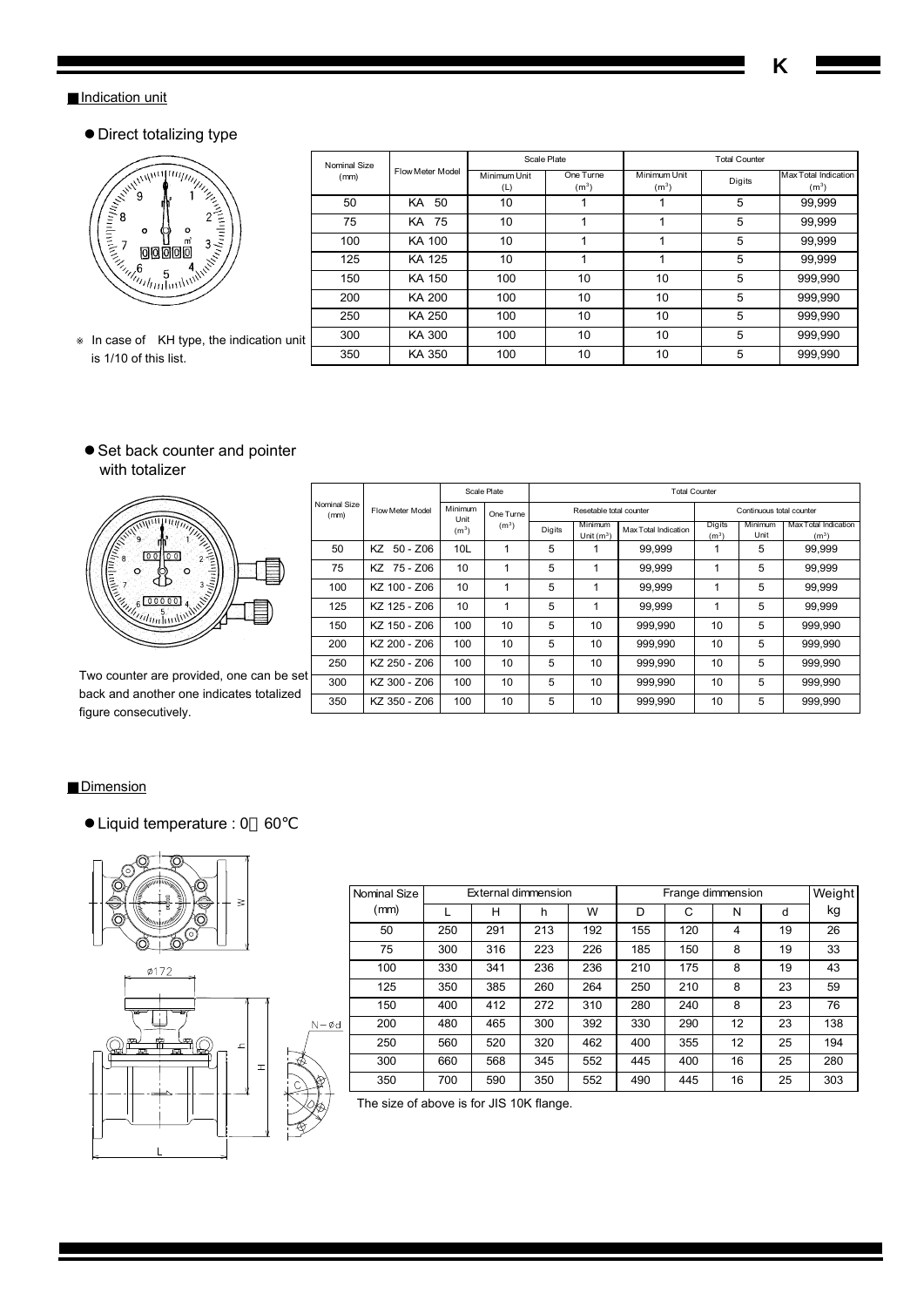## Indication unit

- Direct totalizing type

※ In case of KH type, the indication unit is 1/10 of this list.

| Nominal Size (mm) | Flow Meter Model | Scale Plate | | Total Counter | | |
|---|---|---|---|---|---|---|
| | | Minimum Unit (L) | One Turne ($m^3$) | Minimum Unit ($m^3$) | Digits | Max Total Indication ($m^3$) |
| 50 | KA 50 | 10 | 1 | 1 | 5 | 99,999 |
| 75 | KA 75 | 10 | 1 | 1 | 5 | 99,999 |
| 100 | KA 100 | 10 | 1 | 1 | 5 | 99,999 |
| 125 | KA 125 | 10 | 1 | 1 | 5 | 99,999 |
| 150 | KA 150 | 100 | 10 | 10 | 5 | 999,990 |
| 200 | KA 200 | 100 | 10 | 10 | 5 | 999,990 |
| 250 | KA 250 | 100 | 10 | 10 | 5 | 999,990 |
| 300 | KA 300 | 100 | 10 | 10 | 5 | 999,990 |
| 350 | KA 350 | 100 | 10 | 10 | 5 | 999,990 |

- Set back counter and pointer with totalizer

Two counter are provided, one can be set back and another one indicates totalized figure consecutively.

| Nominal Size (mm) | Flow Meter Model | Scale Plate | | Total Counter | | | | | |
|---|---|---|---|---|---|---|---|---|---|
| | | Minimum Unit ($m^3$) | One Turne ($m^3$) | Resetable total counter | | | Continuous total counter | | |
| | | | | Digits | Minimum Unit ($m^3$) | Max Total Indication | Digits ($m^3$) | Minimum Unit | Max Total Indication ($m^3$) |
| 50 | KZ 50 - Z06 | 10L | 1 | 5 | 1 | 99,999 | 1 | 5 | 99,999 |
| 75 | KZ 75 - Z06 | 10 | 1 | 5 | 1 | 99,999 | 1 | 5 | 99,999 |
| 100 | KZ 100 - Z06 | 10 | 1 | 5 | 1 | 99,999 | 1 | 5 | 99,999 |
| 125 | KZ 125 - Z06 | 10 | 1 | 5 | 1 | 99,999 | 1 | 5 | 99,999 |
| 150 | KZ 150 - Z06 | 100 | 10 | 5 | 10 | 999,990 | 10 | 5 | 999,990 |
| 200 | KZ 200 - Z06 | 100 | 10 | 5 | 10 | 999,990 | 10 | 5 | 999,990 |
| 250 | KZ 250 - Z06 | 100 | 10 | 5 | 10 | 999,990 | 10 | 5 | 999,990 |
| 300 | KZ 300 - Z06 | 100 | 10 | 5 | 10 | 999,990 | 10 | 5 | 999,990 |
| 350 | KZ 350 - Z06 | 100 | 10 | 5 | 10 | 999,990 | 10 | 5 | 999,990 |

## Dimension

- Liquid temperature : 0～60℃

| Nominal Size (mm) | External dimmension | | | | Frange dimmension | | | | Weight kg |
|---|---|---|---|---|---|---|---|---|---|
| | L | H | h | W | D | C | N | d | |
| 50 | 250 | 291 | 213 | 192 | 155 | 120 | 4 | 19 | 26 |
| 75 | 300 | 316 | 223 | 226 | 185 | 150 | 8 | 19 | 33 |
| 100 | 330 | 341 | 236 | 236 | 210 | 175 | 8 | 19 | 43 |
| 125 | 350 | 385 | 260 | 264 | 250 | 210 | 8 | 23 | 59 |
| 150 | 400 | 412 | 272 | 310 | 280 | 240 | 8 | 23 | 76 |
| 200 | 480 | 465 | 300 | 392 | 330 | 290 | 12 | 23 | 138 |
| 250 | 560 | 520 | 320 | 462 | 400 | 355 | 12 | 25 | 194 |
| 300 | 660 | 568 | 345 | 552 | 445 | 400 | 16 | 25 | 280 |
| 350 | 700 | 590 | 350 | 552 | 490 | 445 | 16 | 25 | 303 |

The size of above is for JIS 10K flange.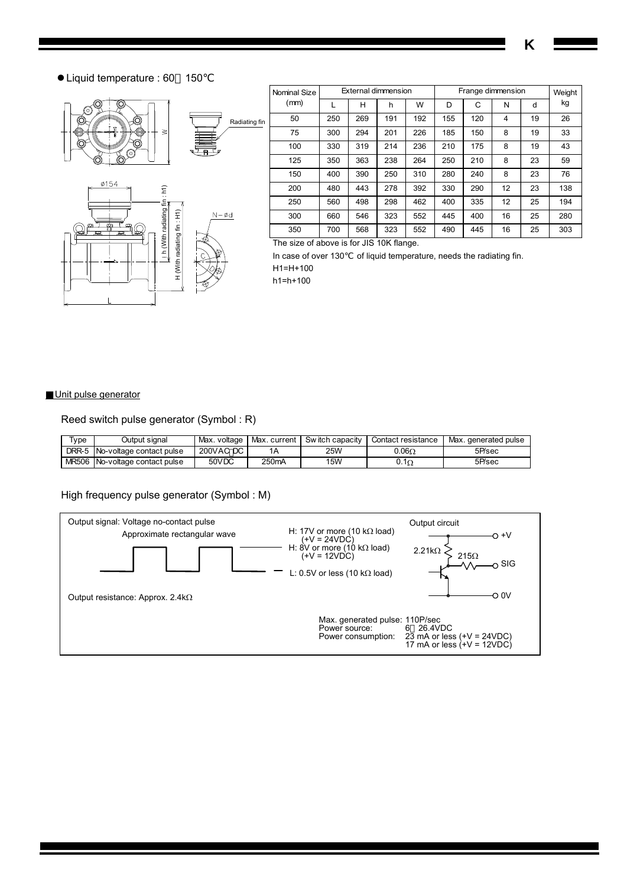● Liquid temperature : 60～150℃

| Nominal Size (mm) | External dimmension | | | | Frange dimmension | | | | Weight kg |
|---|---|---|---|---|---|---|---|---|---|
| | L | H | h | W | D | C | N | d | |
| 50 | 250 | 269 | 191 | 192 | 155 | 120 | 4 | 19 | 26 |
| 75 | 300 | 294 | 201 | 226 | 185 | 150 | 8 | 19 | 33 |
| 100 | 330 | 319 | 214 | 236 | 210 | 175 | 8 | 19 | 43 |
| 125 | 350 | 363 | 238 | 264 | 250 | 210 | 8 | 23 | 59 |
| 150 | 400 | 390 | 250 | 310 | 280 | 240 | 8 | 23 | 76 |
| 200 | 480 | 443 | 278 | 392 | 330 | 290 | 12 | 23 | 138 |
| 250 | 560 | 498 | 298 | 462 | 400 | 335 | 12 | 25 | 194 |
| 300 | 660 | 546 | 323 | 552 | 445 | 400 | 16 | 25 | 280 |
| 350 | 700 | 568 | 323 | 552 | 490 | 445 | 16 | 25 | 303 |

The size of above is for JIS 10K flange.

In case of over 130℃ of liquid temperature, needs the radiating fin.

H1=H+100

h1=h+100

## Unit pulse generator

### Reed switch pulse generator (Symbol : R)

| Type | Output signal | Max. voltage | Max. current | Switch capacity | Contact resistance | Max. generated pulse |
|---|---|---|---|---|---|---|
| DRR-5 | No-voltage contact pulse | 200VAC･DC | 1A | 25W | 0.06Ω | 5P/sec |
| MR506 | No-voltage contact pulse | 50VDC | 250mA | 15W | 0.1Ω | 5P/sec |

### High frequency pulse generator (Symbol : M)

Output signal: Voltage no-contact pulse

Approximate rectangular wave

H: 17V or more (10 kΩ load) (+V = 24VDC)

H: 8V or more (10 kΩ load) (+V = 12VDC)

L: 0.5V or less (10 kΩ load)

Output circuit

Output resistance: Approx. 2.4kΩ

Max. generated pulse: 110P/sec

Power source: 6～26.4VDC

Power consumption: 23 mA or less (+V = 24VDC)
17 mA or less (+V = 12VDC)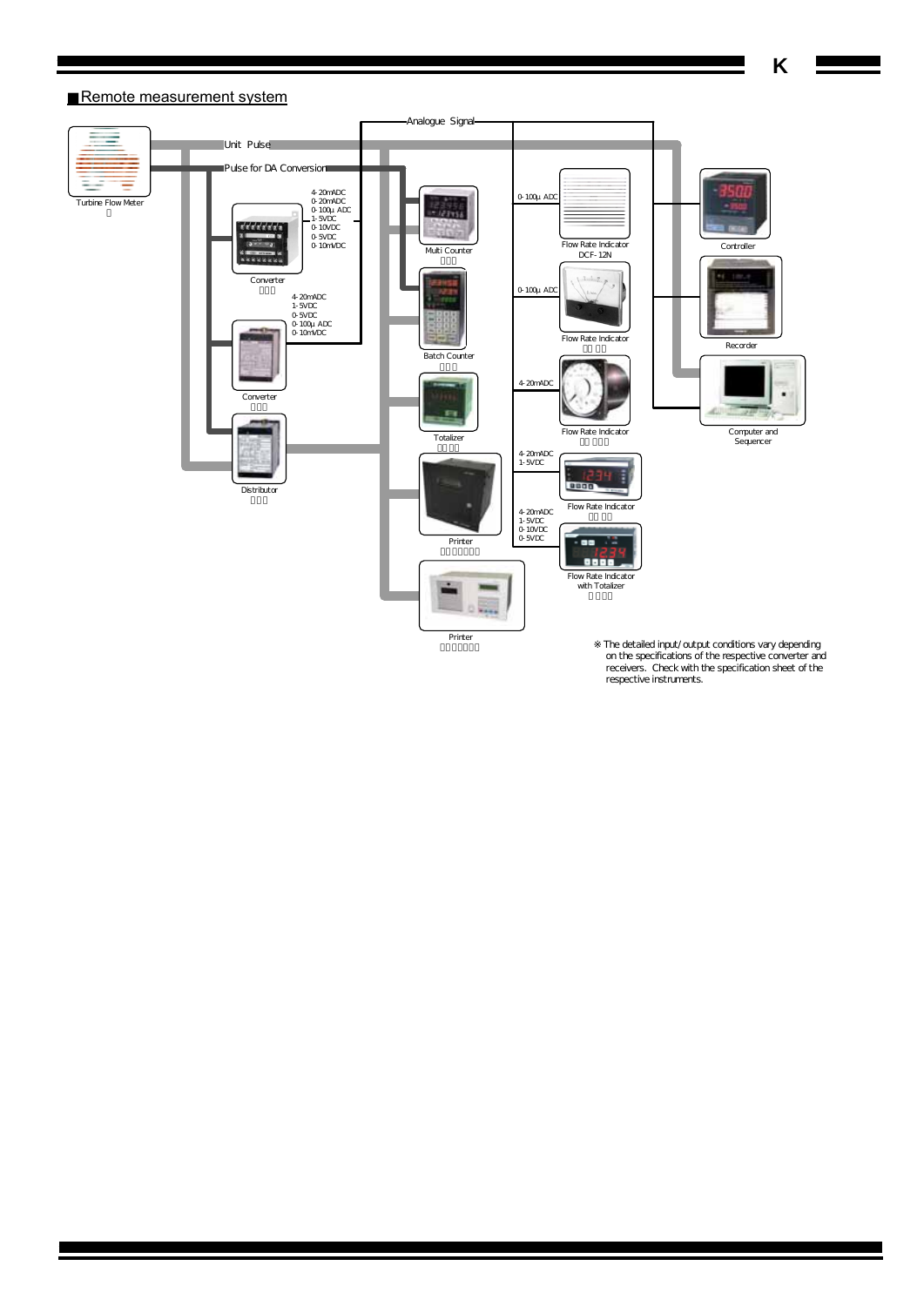## Remote measurement system

Analogue Signal

Unit Pulse

Pulse for DA Conversion

Turbine Flow Meter

Converter

4-20mADC
0-20mADC
0-100μ ADC
1-5VDC
0-10VDC
0-5VDC
0-10mVDC

Converter

4-20mADC
1-5VDC
0-5VDC
0-100μ ADC
0-10mVDC

Distributor

Multi Counter

Batch Counter

Totalizer

Printer

Printer

0-100μ ADC

Flow Rate Indicator DCF-12N

0-100μ ADC

Flow Rate Indicator

4-20mADC

Flow Rate Indicator

4-20mADC
1-5VDC

Flow Rate Indicator

4-20mADC
1-5VDC
0-10VDC
0-5VDC

Flow Rate Indicator with Totalizer

Controller

Recorder

Computer and Sequencer

※ The detailed input/output conditions vary depending on the specifications of the respective converter and receivers. Check with the specification sheet of the respective instruments.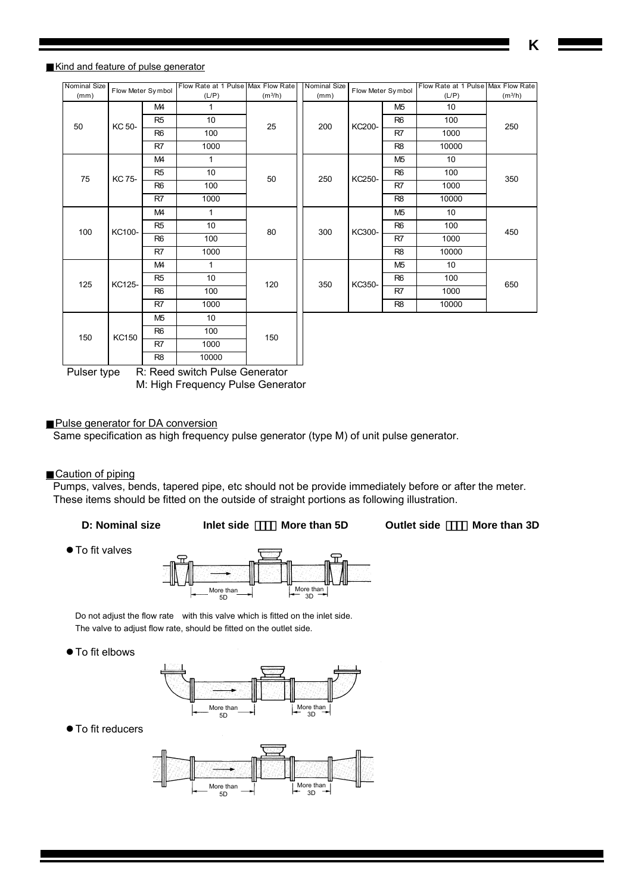## Kind and feature of pulse generator

| Nominal Size (mm) | Flow Meter Symbol | | Flow Rate at 1 Pulse (L/P) | Max Flow Rate ($m^3/h$) |
|---|---|---|---|---|
| 50 | KC 50- | M4 | 1 | 25 |
| | | R5 | 10 | |
| | | R6 | 100 | |
| | | R7 | 1000 | |
| 75 | KC 75- | M4 | 1 | 50 |
| | | R5 | 10 | |
| | | R6 | 100 | |
| | | R7 | 1000 | |
| 100 | KC100- | M4 | 1 | 80 |
| | | R5 | 10 | |
| | | R6 | 100 | |
| | | R7 | 1000 | |
| 125 | KC125- | M4 | 1 | 120 |
| | | R5 | 10 | |
| | | R6 | 100 | |
| | | R7 | 1000 | |
| 150 | KC150 | M5 | 10 | 150 |
| | | R6 | 100 | |
| | | R7 | 1000 | |
| | | R8 | 10000 | |
| 200 | KC200- | M5 | 10 | 250 |
| | | R6 | 100 | |
| | | R7 | 1000 | |
| | | R8 | 10000 | |
| 250 | KC250- | M5 | 10 | 350 |
| | | R6 | 100 | |
| | | R7 | 1000 | |
| | | R8 | 10000 | |
| 300 | KC300- | M5 | 10 | 450 |
| | | R6 | 100 | |
| | | R7 | 1000 | |
| | | R8 | 10000 | |
| 350 | KC350- | M5 | 10 | 650 |
| | | R6 | 100 | |
| | | R7 | 1000 | |
| | | R8 | 10000 | |

Pulser type R: Reed switch Pulse Generator
M: High Frequency Pulse Generator

## Pulse generator for DA conversion

Same specification as high frequency pulse generator (type M) of unit pulse generator.

## Caution of piping

Pumps, valves, bends, tapered pipe, etc should not be provide immediately before or after the meter.
These items should be fitted on the outside of straight portions as following illustration.

**D: Nominal size** **Inlet side More than 5D** **Outlet side More than 3D**

- To fit valves

More than 5D More than 3D

Do not adjust the flow rate with this valve which is fitted on the inlet side.
The valve to adjust flow rate, should be fitted on the outlet side.

- To fit elbows

More than 5D More than 3D

- To fit reducers

More than 5D More than 3D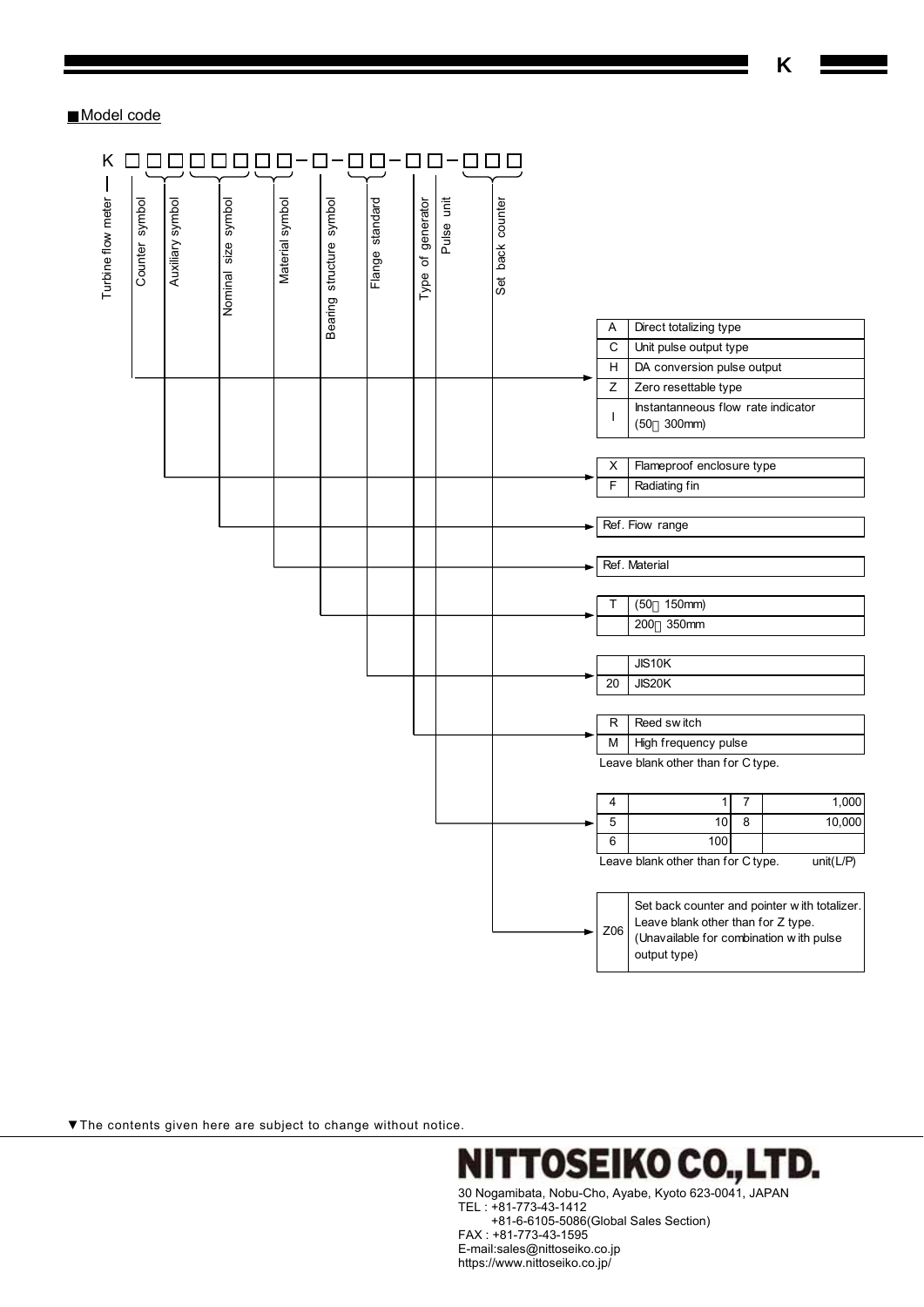## Model code

K □ □□ □□□ □□ − □ − □□ − □ □ − □□□

- Turbine flow meter (K)
- Counter symbol
- Auxiliary symbol
- Nominal size symbol
- Material symbol
- Bearing structure symbol
- Flange standard
- Type of generator
- Pulse unit
- Set back counter

**Counter symbol**

| | |
|---|---|
| A | Direct totalizing type |
| C | Unit pulse output type |
| H | DA conversion pulse output |
| Z | Zero resettable type |
| I | Instantaneous flow rate indicator (50～300mm) |

**Auxiliary symbol**

| | |
|---|---|
| X | Flameproof enclosure type |
| F | Radiating fin |

**Nominal size symbol**

Ref. Flow range

**Material symbol**

Ref. Material

**Bearing structure symbol**

| | |
|---|---|
| T | (50～150mm) |
| | 200～350mm |

**Flange standard**

| | |
|---|---|
| | JIS10K |
| 20 | JIS20K |

**Type of generator**

| | |
|---|---|
| R | Reed switch |
| M | High frequency pulse |

Leave blank other than for C type.

**Pulse unit**

| | | | |
|---|---|---|---|
| 4 | 1 | 7 | 1,000 |
| 5 | 10 | 8 | 10,000 |
| 6 | 100 | | |

Leave blank other than for C type. unit(L/P)

**Set back counter**

| | |
|---|---|
| Z06 | Set back counter and pointer with totalizer. Leave blank other than for Z type. (Unavailable for combination with pulse output type) |

▼The contents given here are subject to change without notice.

**NITTOSEIKO CO.,LTD.**

30 Nogamibata, Nobu-Cho, Ayabe, Kyoto 623-0041, JAPAN
TEL : +81-773-43-1412
+81-6-6105-5086(Global Sales Section)
FAX : +81-773-43-1595
E-mail:sales@nittoseiko.co.jp
https://www.nittoseiko.co.jp/